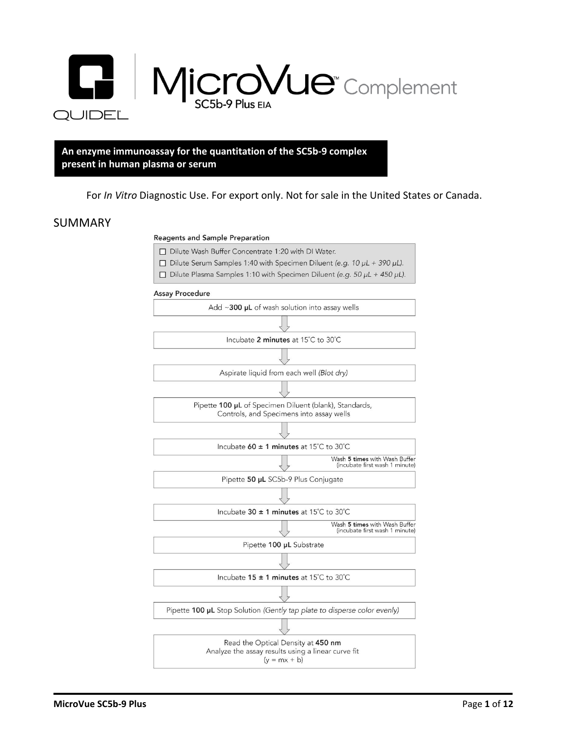# QUIDEL MicroVue™ Complement SC5b-9 Plus EIA

**An enzyme immunoassay for the quantitation of the SC5b-9 complex present in human plasma or serum**

For *In Vitro* Diagnostic Use. For export only. Not for sale in the United States or Canada.

## SUMMARY

### Reagents and Sample Preparation

- ☐ Dilute Wash Buffer Concentrate 1:20 with DI Water.
- ☐ Dilute Serum Samples 1:40 with Specimen Diluent *(e.g. 10 µL + 390 µL)*.
- ☐ Dilute Plasma Samples 1:10 with Specimen Diluent *(e.g. 50 µL + 450 µL)*.

### Assay Procedure

1. Add ~**300 µL** of wash solution into assay wells
2. Incubate **2 minutes** at 15˚C to 30˚C
3. Aspirate liquid from each well *(Blot dry)*
4. Pipette **100 µL** of Specimen Diluent (blank), Standards, Controls, and Specimens into assay wells
5. Incubate **60 ± 1 minutes** at 15˚C to 30˚C
   - Wash **5 times** with Wash Buffer (incubate first wash 1 minute)
6. Pipette **50 µL** SC5b-9 Plus Conjugate
7. Incubate **30 ± 1 minutes** at 15˚C to 30˚C
   - Wash **5 times** with Wash Buffer (incubate first wash 1 minute)
8. Pipette **100 µL** Substrate
9. Incubate **15 ± 1 minutes** at 15˚C to 30˚C
10. Pipette **100 µL** Stop Solution *(Gently tap plate to disperse color evenly)*
11. Read the Optical Density at **450 nm**
    Analyze the assay results using a linear curve fit
    ($y = mx + b$)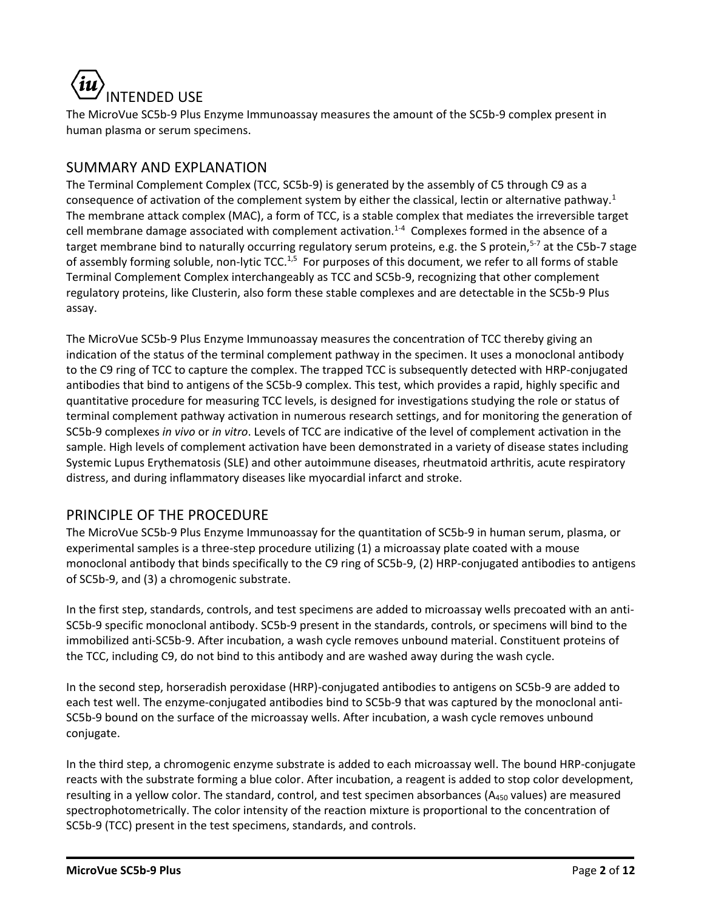# INTENDED USE

The MicroVue SC5b-9 Plus Enzyme Immunoassay measures the amount of the SC5b-9 complex present in human plasma or serum specimens.

## SUMMARY AND EXPLANATION

The Terminal Complement Complex (TCC, SC5b-9) is generated by the assembly of C5 through C9 as a consequence of activation of the complement system by either the classical, lectin or alternative pathway.[1] The membrane attack complex (MAC), a form of TCC, is a stable complex that mediates the irreversible target cell membrane damage associated with complement activation.[1-4] Complexes formed in the absence of a target membrane bind to naturally occurring regulatory serum proteins, e.g. the S protein,[5-7] at the C5b-7 stage of assembly forming soluble, non-lytic TCC.[1,5] For purposes of this document, we refer to all forms of stable Terminal Complement Complex interchangeably as TCC and SC5b-9, recognizing that other complement regulatory proteins, like Clusterin, also form these stable complexes and are detectable in the SC5b-9 Plus assay.

The MicroVue SC5b-9 Plus Enzyme Immunoassay measures the concentration of TCC thereby giving an indication of the status of the terminal complement pathway in the specimen. It uses a monoclonal antibody to the C9 ring of TCC to capture the complex. The trapped TCC is subsequently detected with HRP-conjugated antibodies that bind to antigens of the SC5b-9 complex. This test, which provides a rapid, highly specific and quantitative procedure for measuring TCC levels, is designed for investigations studying the role or status of terminal complement pathway activation in numerous research settings, and for monitoring the generation of SC5b-9 complexes *in vivo* or *in vitro*. Levels of TCC are indicative of the level of complement activation in the sample. High levels of complement activation have been demonstrated in a variety of disease states including Systemic Lupus Erythematosis (SLE) and other autoimmune diseases, rheutmatoid arthritis, acute respiratory distress, and during inflammatory diseases like myocardial infarct and stroke.

## PRINCIPLE OF THE PROCEDURE

The MicroVue SC5b-9 Plus Enzyme Immunoassay for the quantitation of SC5b-9 in human serum, plasma, or experimental samples is a three-step procedure utilizing (1) a microassay plate coated with a mouse monoclonal antibody that binds specifically to the C9 ring of SC5b-9, (2) HRP-conjugated antibodies to antigens of SC5b-9, and (3) a chromogenic substrate.

In the first step, standards, controls, and test specimens are added to microassay wells precoated with an anti-SC5b-9 specific monoclonal antibody. SC5b-9 present in the standards, controls, or specimens will bind to the immobilized anti-SC5b-9. After incubation, a wash cycle removes unbound material. Constituent proteins of the TCC, including C9, do not bind to this antibody and are washed away during the wash cycle.

In the second step, horseradish peroxidase (HRP)-conjugated antibodies to antigens on SC5b-9 are added to each test well. The enzyme-conjugated antibodies bind to SC5b-9 that was captured by the monoclonal anti-SC5b-9 bound on the surface of the microassay wells. After incubation, a wash cycle removes unbound conjugate.

In the third step, a chromogenic enzyme substrate is added to each microassay well. The bound HRP-conjugate reacts with the substrate forming a blue color. After incubation, a reagent is added to stop color development, resulting in a yellow color. The standard, control, and test specimen absorbances ($A_{450}$ values) are measured spectrophotometrically. The color intensity of the reaction mixture is proportional to the concentration of SC5b-9 (TCC) present in the test specimens, standards, and controls.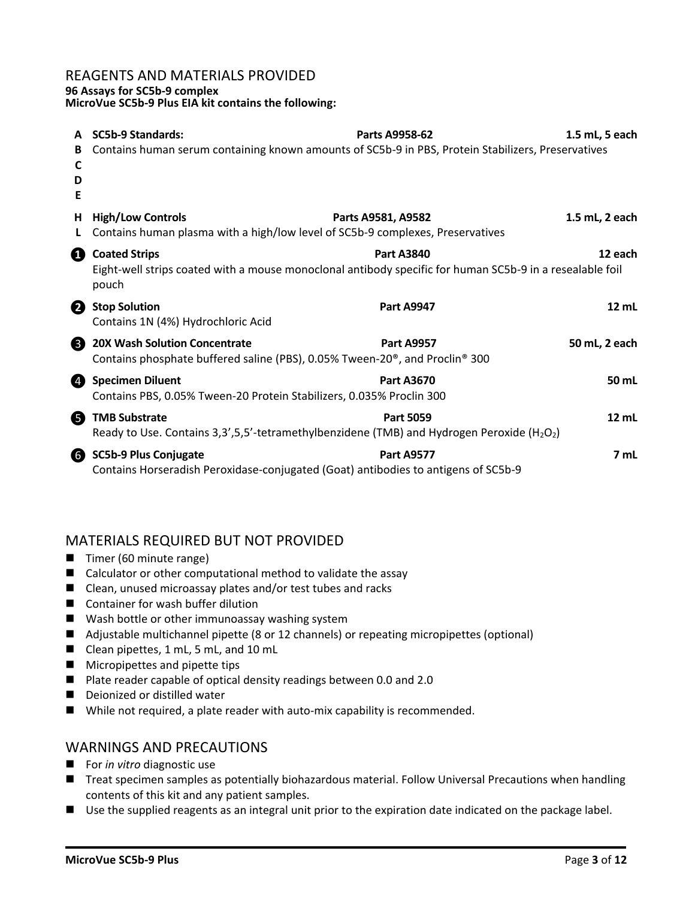## REAGENTS AND MATERIALS PROVIDED

**96 Assays for SC5b-9 complex**
**MicroVue SC5b-9 Plus EIA kit contains the following:**

| | Reagent | Part | Quantity |
|---|---|---|---|
| A B C D E | **SC5b-9 Standards:** Contains human serum containing known amounts of SC5b-9 in PBS, Protein Stabilizers, Preservatives | **Parts A9958-62** | **1.5 mL, 5 each** |
| H L | **High/Low Controls** Contains human plasma with a high/low level of SC5b-9 complexes, Preservatives | **Parts A9581, A9582** | **1.5 mL, 2 each** |
| ❶ | **Coated Strips** Eight-well strips coated with a mouse monoclonal antibody specific for human SC5b-9 in a resealable foil pouch | **Part A3840** | **12 each** |
| ❷ | **Stop Solution** Contains 1N (4%) Hydrochloric Acid | **Part A9947** | **12 mL** |
| ❸ | **20X Wash Solution Concentrate** Contains phosphate buffered saline (PBS), 0.05% Tween-20®, and Proclin® 300 | **Part A9957** | **50 mL, 2 each** |
| ❹ | **Specimen Diluent** Contains PBS, 0.05% Tween-20 Protein Stabilizers, 0.035% Proclin 300 | **Part A3670** | **50 mL** |
| ❺ | **TMB Substrate** Ready to Use. Contains 3,3',5,5'-tetramethylbenzidene (TMB) and Hydrogen Peroxide ($H_2O_2$) | **Part 5059** | **12 mL** |
| ❻ | **SC5b-9 Plus Conjugate** Contains Horseradish Peroxidase-conjugated (Goat) antibodies to antigens of SC5b-9 | **Part A9577** | **7 mL** |

## MATERIALS REQUIRED BUT NOT PROVIDED

- Timer (60 minute range)
- Calculator or other computational method to validate the assay
- Clean, unused microassay plates and/or test tubes and racks
- Container for wash buffer dilution
- Wash bottle or other immunoassay washing system
- Adjustable multichannel pipette (8 or 12 channels) or repeating micropipettes (optional)
- Clean pipettes, 1 mL, 5 mL, and 10 mL
- Micropipettes and pipette tips
- Plate reader capable of optical density readings between 0.0 and 2.0
- Deionized or distilled water
- While not required, a plate reader with auto-mix capability is recommended.

## WARNINGS AND PRECAUTIONS

- For *in vitro* diagnostic use
- Treat specimen samples as potentially biohazardous material. Follow Universal Precautions when handling contents of this kit and any patient samples.
- Use the supplied reagents as an integral unit prior to the expiration date indicated on the package label.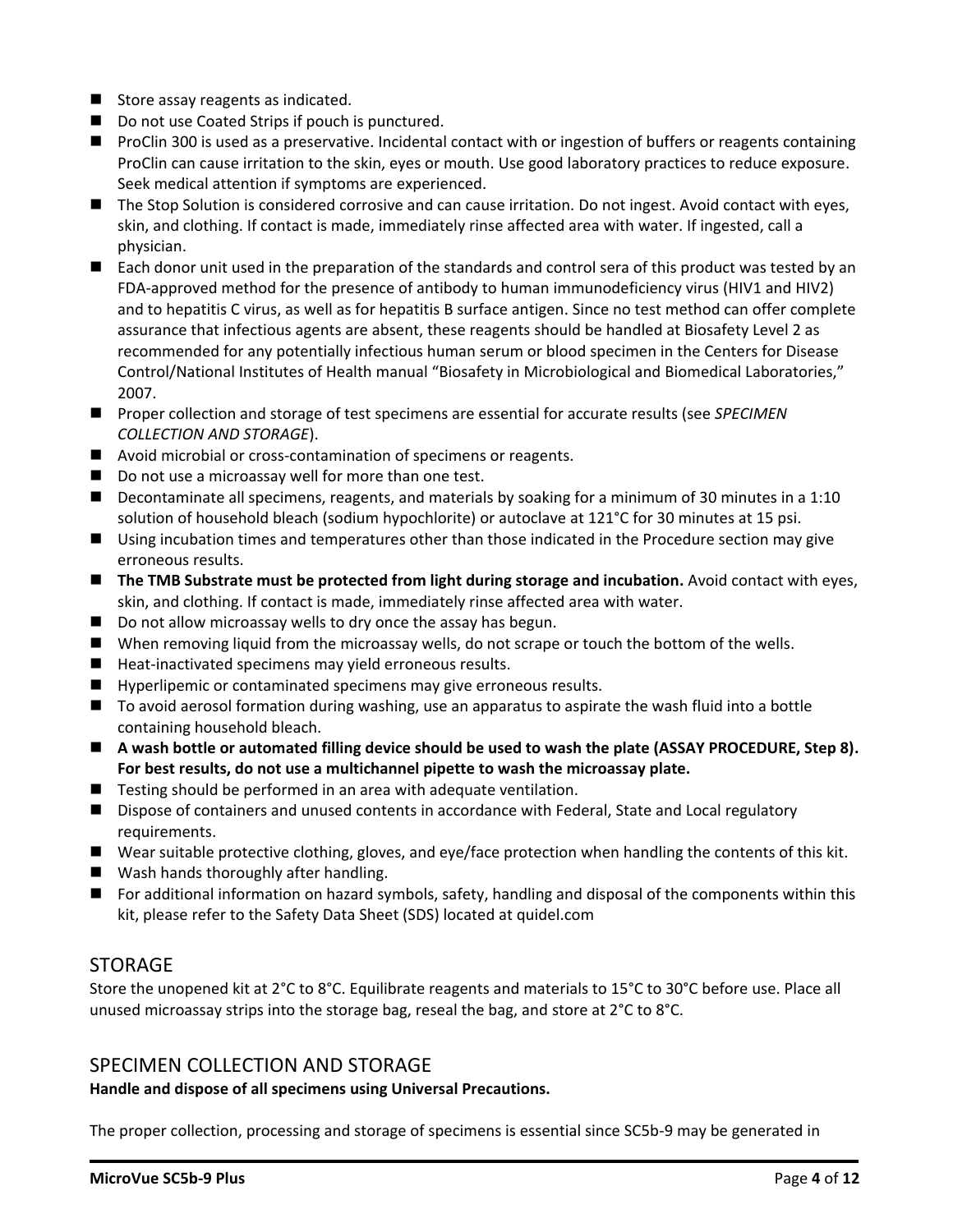- Store assay reagents as indicated.
- Do not use Coated Strips if pouch is punctured.
- ProClin 300 is used as a preservative. Incidental contact with or ingestion of buffers or reagents containing ProClin can cause irritation to the skin, eyes or mouth. Use good laboratory practices to reduce exposure. Seek medical attention if symptoms are experienced.
- The Stop Solution is considered corrosive and can cause irritation. Do not ingest. Avoid contact with eyes, skin, and clothing. If contact is made, immediately rinse affected area with water. If ingested, call a physician.
- Each donor unit used in the preparation of the standards and control sera of this product was tested by an FDA-approved method for the presence of antibody to human immunodeficiency virus (HIV1 and HIV2) and to hepatitis C virus, as well as for hepatitis B surface antigen. Since no test method can offer complete assurance that infectious agents are absent, these reagents should be handled at Biosafety Level 2 as recommended for any potentially infectious human serum or blood specimen in the Centers for Disease Control/National Institutes of Health manual "Biosafety in Microbiological and Biomedical Laboratories," 2007.
- Proper collection and storage of test specimens are essential for accurate results (see *SPECIMEN COLLECTION AND STORAGE*).
- Avoid microbial or cross-contamination of specimens or reagents.
- Do not use a microassay well for more than one test.
- Decontaminate all specimens, reagents, and materials by soaking for a minimum of 30 minutes in a 1:10 solution of household bleach (sodium hypochlorite) or autoclave at 121°C for 30 minutes at 15 psi.
- Using incubation times and temperatures other than those indicated in the Procedure section may give erroneous results.
- **The TMB Substrate must be protected from light during storage and incubation.** Avoid contact with eyes, skin, and clothing. If contact is made, immediately rinse affected area with water.
- Do not allow microassay wells to dry once the assay has begun.
- When removing liquid from the microassay wells, do not scrape or touch the bottom of the wells.
- Heat-inactivated specimens may yield erroneous results.
- Hyperlipemic or contaminated specimens may give erroneous results.
- To avoid aerosol formation during washing, use an apparatus to aspirate the wash fluid into a bottle containing household bleach.
- **A wash bottle or automated filling device should be used to wash the plate (ASSAY PROCEDURE, Step 8). For best results, do not use a multichannel pipette to wash the microassay plate.**
- Testing should be performed in an area with adequate ventilation.
- Dispose of containers and unused contents in accordance with Federal, State and Local regulatory requirements.
- Wear suitable protective clothing, gloves, and eye/face protection when handling the contents of this kit.
- Wash hands thoroughly after handling.
- For additional information on hazard symbols, safety, handling and disposal of the components within this kit, please refer to the Safety Data Sheet (SDS) located at quidel.com

## STORAGE

Store the unopened kit at 2°C to 8°C. Equilibrate reagents and materials to 15°C to 30°C before use. Place all unused microassay strips into the storage bag, reseal the bag, and store at 2°C to 8°C.

## SPECIMEN COLLECTION AND STORAGE

**Handle and dispose of all specimens using Universal Precautions.**

The proper collection, processing and storage of specimens is essential since SC5b-9 may be generated in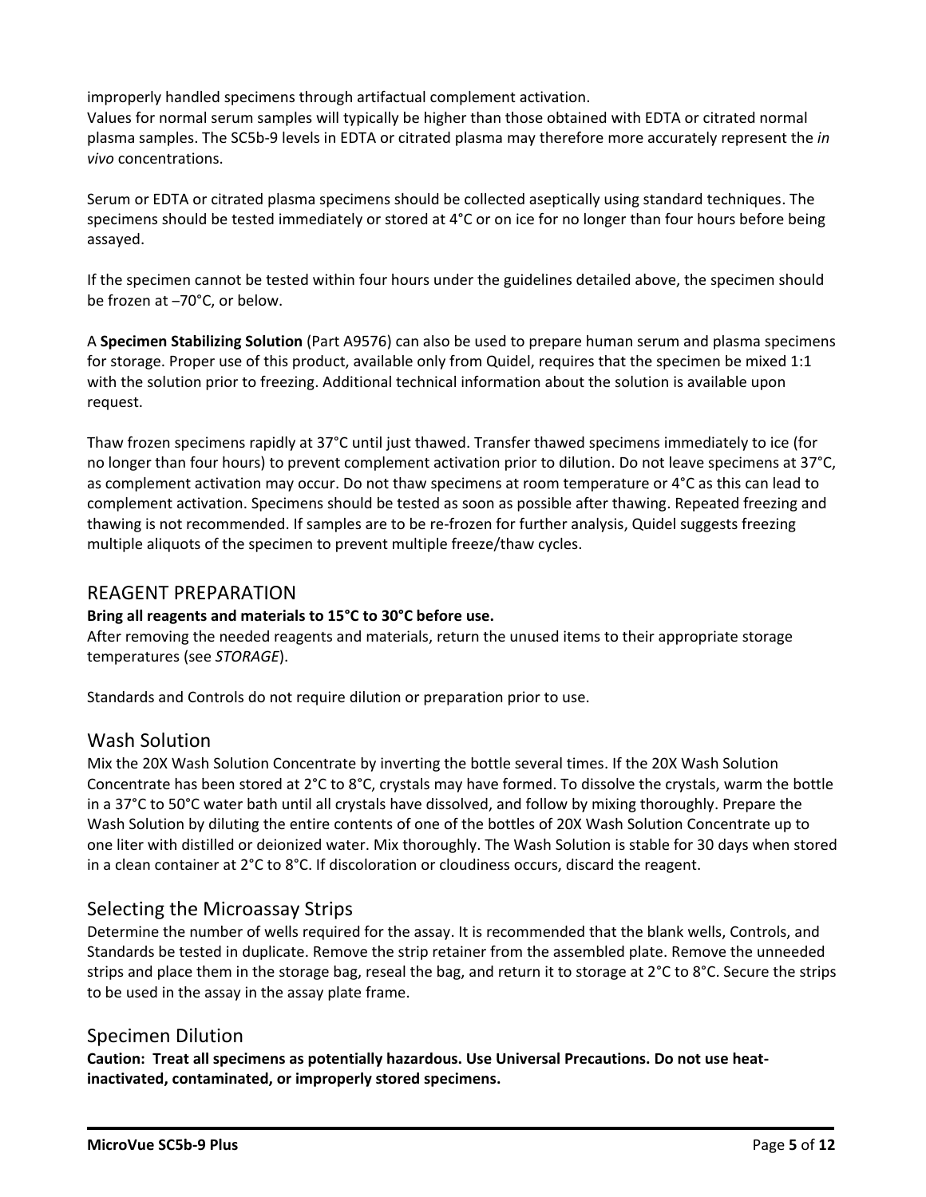improperly handled specimens through artifactual complement activation.
Values for normal serum samples will typically be higher than those obtained with EDTA or citrated normal plasma samples. The SC5b-9 levels in EDTA or citrated plasma may therefore more accurately represent the *in vivo* concentrations.

Serum or EDTA or citrated plasma specimens should be collected aseptically using standard techniques. The specimens should be tested immediately or stored at 4°C or on ice for no longer than four hours before being assayed.

If the specimen cannot be tested within four hours under the guidelines detailed above, the specimen should be frozen at –70°C, or below.

A **Specimen Stabilizing Solution** (Part A9576) can also be used to prepare human serum and plasma specimens for storage. Proper use of this product, available only from Quidel, requires that the specimen be mixed 1:1 with the solution prior to freezing. Additional technical information about the solution is available upon request.

Thaw frozen specimens rapidly at 37°C until just thawed. Transfer thawed specimens immediately to ice (for no longer than four hours) to prevent complement activation prior to dilution. Do not leave specimens at 37°C, as complement activation may occur. Do not thaw specimens at room temperature or 4°C as this can lead to complement activation. Specimens should be tested as soon as possible after thawing. Repeated freezing and thawing is not recommended. If samples are to be re-frozen for further analysis, Quidel suggests freezing multiple aliquots of the specimen to prevent multiple freeze/thaw cycles.

## REAGENT PREPARATION

**Bring all reagents and materials to 15°C to 30°C before use.**
After removing the needed reagents and materials, return the unused items to their appropriate storage temperatures (see *STORAGE*).

Standards and Controls do not require dilution or preparation prior to use.

### Wash Solution

Mix the 20X Wash Solution Concentrate by inverting the bottle several times. If the 20X Wash Solution Concentrate has been stored at 2°C to 8°C, crystals may have formed. To dissolve the crystals, warm the bottle in a 37°C to 50°C water bath until all crystals have dissolved, and follow by mixing thoroughly. Prepare the Wash Solution by diluting the entire contents of one of the bottles of 20X Wash Solution Concentrate up to one liter with distilled or deionized water. Mix thoroughly. The Wash Solution is stable for 30 days when stored in a clean container at 2°C to 8°C. If discoloration or cloudiness occurs, discard the reagent.

### Selecting the Microassay Strips

Determine the number of wells required for the assay. It is recommended that the blank wells, Controls, and Standards be tested in duplicate. Remove the strip retainer from the assembled plate. Remove the unneeded strips and place them in the storage bag, reseal the bag, and return it to storage at 2°C to 8°C. Secure the strips to be used in the assay in the assay plate frame.

### Specimen Dilution

**Caution: Treat all specimens as potentially hazardous. Use Universal Precautions. Do not use heat-inactivated, contaminated, or improperly stored specimens.**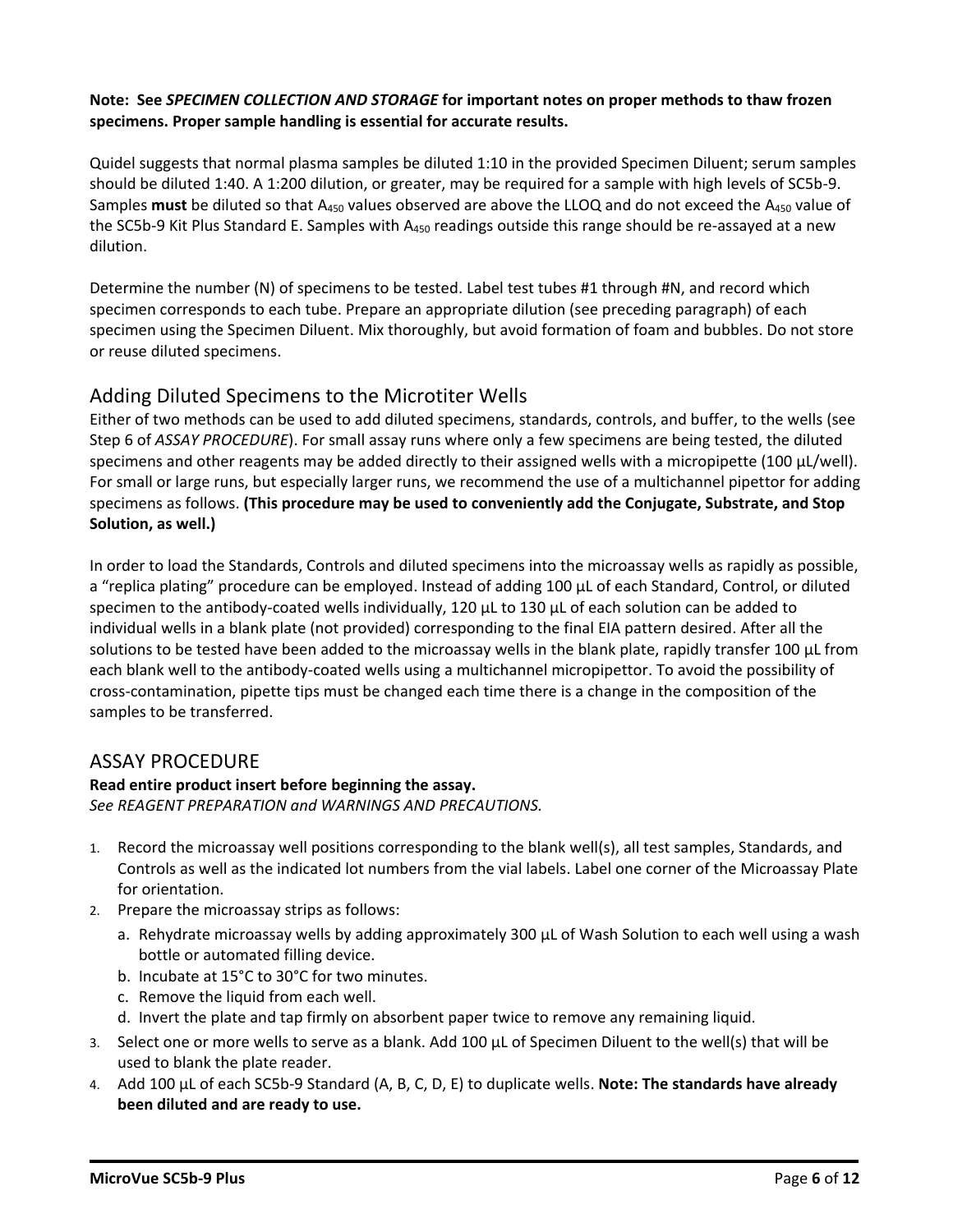**Note: See *SPECIMEN COLLECTION AND STORAGE* for important notes on proper methods to thaw frozen specimens. Proper sample handling is essential for accurate results.**

Quidel suggests that normal plasma samples be diluted 1:10 in the provided Specimen Diluent; serum samples should be diluted 1:40. A 1:200 dilution, or greater, may be required for a sample with high levels of SC5b-9. Samples **must** be diluted so that $A_{450}$ values observed are above the LLOQ and do not exceed the $A_{450}$ value of the SC5b-9 Kit Plus Standard E. Samples with $A_{450}$ readings outside this range should be re-assayed at a new dilution.

Determine the number (N) of specimens to be tested. Label test tubes #1 through #N, and record which specimen corresponds to each tube. Prepare an appropriate dilution (see preceding paragraph) of each specimen using the Specimen Diluent. Mix thoroughly, but avoid formation of foam and bubbles. Do not store or reuse diluted specimens.

## Adding Diluted Specimens to the Microtiter Wells

Either of two methods can be used to add diluted specimens, standards, controls, and buffer, to the wells (see Step 6 of *ASSAY PROCEDURE*). For small assay runs where only a few specimens are being tested, the diluted specimens and other reagents may be added directly to their assigned wells with a micropipette (100 µL/well). For small or large runs, but especially larger runs, we recommend the use of a multichannel pipettor for adding specimens as follows. **(This procedure may be used to conveniently add the Conjugate, Substrate, and Stop Solution, as well.)**

In order to load the Standards, Controls and diluted specimens into the microassay wells as rapidly as possible, a "replica plating" procedure can be employed. Instead of adding 100 µL of each Standard, Control, or diluted specimen to the antibody-coated wells individually, 120 µL to 130 µL of each solution can be added to individual wells in a blank plate (not provided) corresponding to the final EIA pattern desired. After all the solutions to be tested have been added to the microassay wells in the blank plate, rapidly transfer 100 µL from each blank well to the antibody-coated wells using a multichannel micropipettor. To avoid the possibility of cross-contamination, pipette tips must be changed each time there is a change in the composition of the samples to be transferred.

## ASSAY PROCEDURE

**Read entire product insert before beginning the assay.**
*See REAGENT PREPARATION and WARNINGS AND PRECAUTIONS.*

1. Record the microassay well positions corresponding to the blank well(s), all test samples, Standards, and Controls as well as the indicated lot numbers from the vial labels. Label one corner of the Microassay Plate for orientation.
2. Prepare the microassay strips as follows:
   a. Rehydrate microassay wells by adding approximately 300 µL of Wash Solution to each well using a wash bottle or automated filling device.
   b. Incubate at 15°C to 30°C for two minutes.
   c. Remove the liquid from each well.
   d. Invert the plate and tap firmly on absorbent paper twice to remove any remaining liquid.
3. Select one or more wells to serve as a blank. Add 100 µL of Specimen Diluent to the well(s) that will be used to blank the plate reader.
4. Add 100 µL of each SC5b-9 Standard (A, B, C, D, E) to duplicate wells. **Note: The standards have already been diluted and are ready to use.**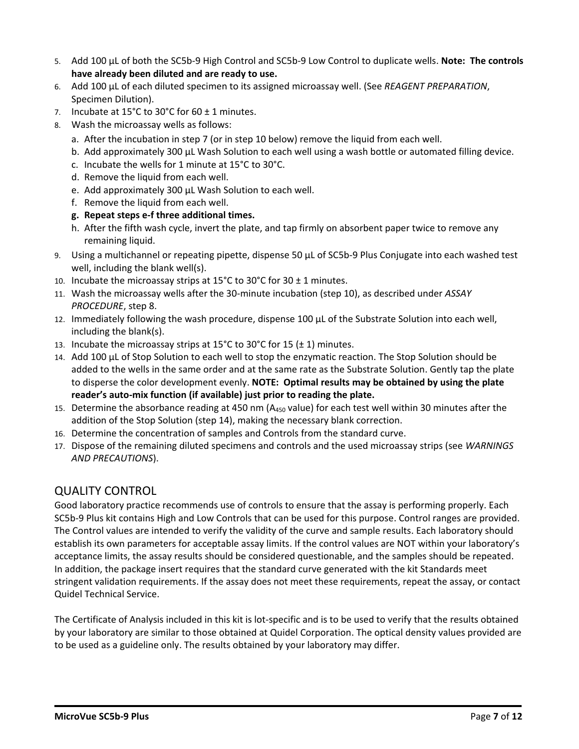5. Add 100 µL of both the SC5b-9 High Control and SC5b-9 Low Control to duplicate wells. **Note: The controls have already been diluted and are ready to use.**
6. Add 100 µL of each diluted specimen to its assigned microassay well. (See *REAGENT PREPARATION*, Specimen Dilution).
7. Incubate at 15°C to 30°C for 60 ± 1 minutes.
8. Wash the microassay wells as follows:
   a. After the incubation in step 7 (or in step 10 below) remove the liquid from each well.
   b. Add approximately 300 µL Wash Solution to each well using a wash bottle or automated filling device.
   c. Incubate the wells for 1 minute at 15°C to 30°C.
   d. Remove the liquid from each well.
   e. Add approximately 300 µL Wash Solution to each well.
   f. Remove the liquid from each well.
   g. **Repeat steps e-f three additional times.**
   h. After the fifth wash cycle, invert the plate, and tap firmly on absorbent paper twice to remove any remaining liquid.
9. Using a multichannel or repeating pipette, dispense 50 µL of SC5b-9 Plus Conjugate into each washed test well, including the blank well(s).
10. Incubate the microassay strips at 15°C to 30°C for 30 ± 1 minutes.
11. Wash the microassay wells after the 30-minute incubation (step 10), as described under *ASSAY PROCEDURE*, step 8.
12. Immediately following the wash procedure, dispense 100 µL of the Substrate Solution into each well, including the blank(s).
13. Incubate the microassay strips at 15°C to 30°C for 15 (± 1) minutes.
14. Add 100 µL of Stop Solution to each well to stop the enzymatic reaction. The Stop Solution should be added to the wells in the same order and at the same rate as the Substrate Solution. Gently tap the plate to disperse the color development evenly. **NOTE: Optimal results may be obtained by using the plate reader's auto-mix function (if available) just prior to reading the plate.**
15. Determine the absorbance reading at 450 nm ($A_{450}$ value) for each test well within 30 minutes after the addition of the Stop Solution (step 14), making the necessary blank correction.
16. Determine the concentration of samples and Controls from the standard curve.
17. Dispose of the remaining diluted specimens and controls and the used microassay strips (see *WARNINGS AND PRECAUTIONS*).

## QUALITY CONTROL

Good laboratory practice recommends use of controls to ensure that the assay is performing properly. Each SC5b-9 Plus kit contains High and Low Controls that can be used for this purpose. Control ranges are provided. The Control values are intended to verify the validity of the curve and sample results. Each laboratory should establish its own parameters for acceptable assay limits. If the control values are NOT within your laboratory's acceptance limits, the assay results should be considered questionable, and the samples should be repeated. In addition, the package insert requires that the standard curve generated with the kit Standards meet stringent validation requirements. If the assay does not meet these requirements, repeat the assay, or contact Quidel Technical Service.

The Certificate of Analysis included in this kit is lot-specific and is to be used to verify that the results obtained by your laboratory are similar to those obtained at Quidel Corporation. The optical density values provided are to be used as a guideline only. The results obtained by your laboratory may differ.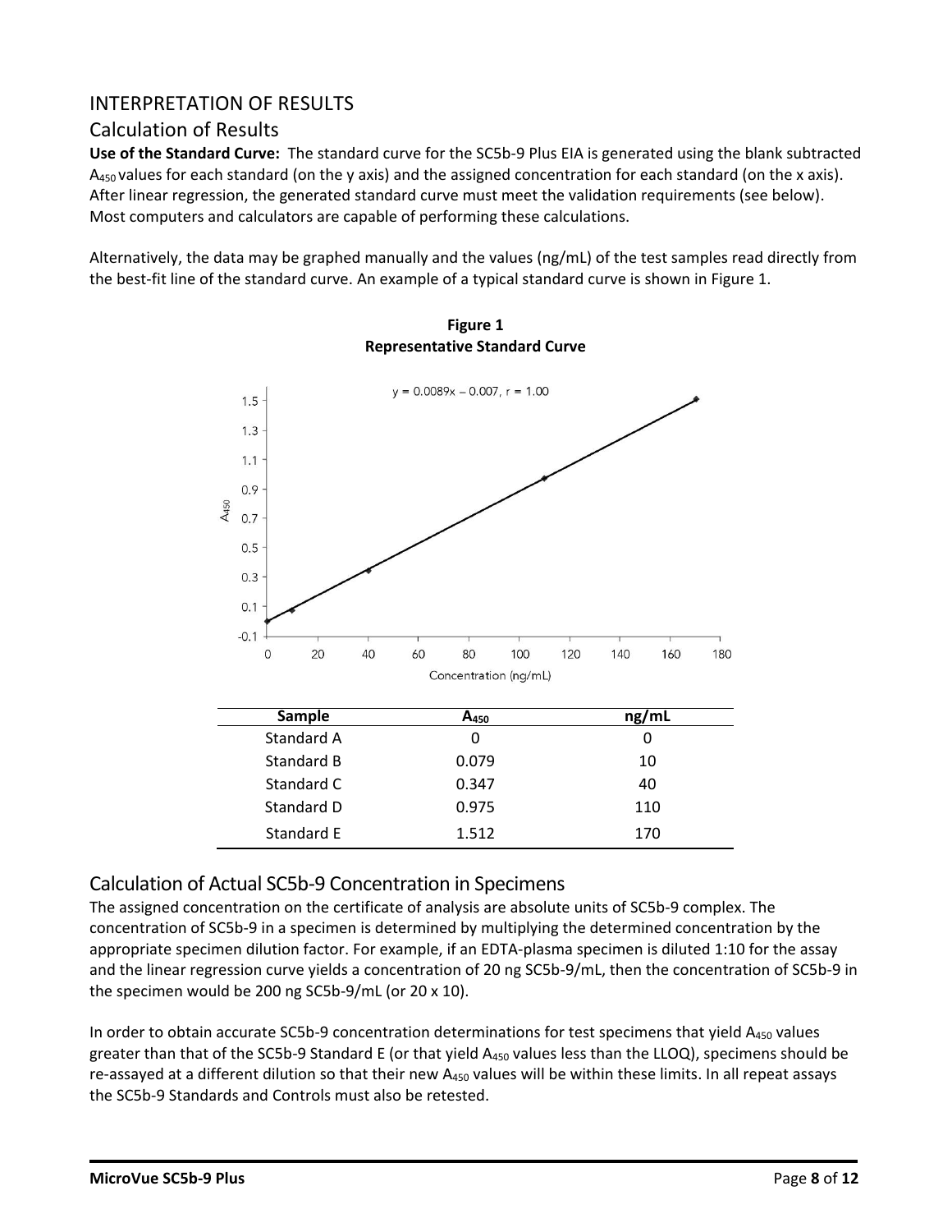# INTERPRETATION OF RESULTS

## Calculation of Results

**Use of the Standard Curve:** The standard curve for the SC5b-9 Plus EIA is generated using the blank subtracted $A_{450}$ values for each standard (on the y axis) and the assigned concentration for each standard (on the x axis). After linear regression, the generated standard curve must meet the validation requirements (see below). Most computers and calculators are capable of performing these calculations.

Alternatively, the data may be graphed manually and the values (ng/mL) of the test samples read directly from the best-fit line of the standard curve. An example of a typical standard curve is shown in Figure 1.

**Figure 1**
**Representative Standard Curve**

$y = 0.0089x - 0.007$, $r = 1.00$

| Sample | $A_{450}$ | ng/mL |
| --- | --- | --- |
| Standard A | 0 | 0 |
| Standard B | 0.079 | 10 |
| Standard C | 0.347 | 40 |
| Standard D | 0.975 | 110 |
| Standard E | 1.512 | 170 |

## Calculation of Actual SC5b-9 Concentration in Specimens

The assigned concentration on the certificate of analysis are absolute units of SC5b-9 complex. The concentration of SC5b-9 in a specimen is determined by multiplying the determined concentration by the appropriate specimen dilution factor. For example, if an EDTA-plasma specimen is diluted 1:10 for the assay and the linear regression curve yields a concentration of 20 ng SC5b-9/mL, then the concentration of SC5b-9 in the specimen would be 200 ng SC5b-9/mL (or 20 x 10).

In order to obtain accurate SC5b-9 concentration determinations for test specimens that yield $A_{450}$ values greater than that of the SC5b-9 Standard E (or that yield $A_{450}$ values less than the LLOQ), specimens should be re-assayed at a different dilution so that their new $A_{450}$ values will be within these limits. In all repeat assays the SC5b-9 Standards and Controls must also be retested.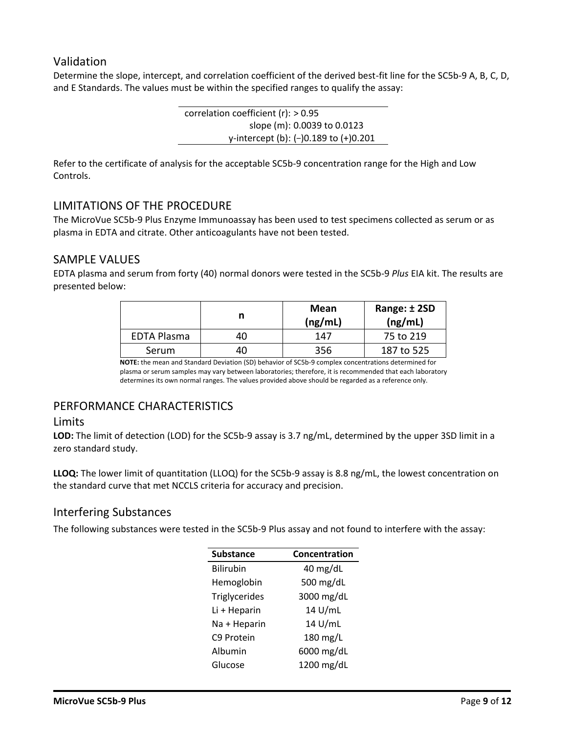## Validation

Determine the slope, intercept, and correlation coefficient of the derived best-fit line for the SC5b-9 A, B, C, D, and E Standards. The values must be within the specified ranges to qualify the assay:

| | |
|---|---|
| correlation coefficient (r): | > 0.95 |
| slope (m): | 0.0039 to 0.0123 |
| y-intercept (b): | (−)0.189 to (+)0.201 |

Refer to the certificate of analysis for the acceptable SC5b-9 concentration range for the High and Low Controls.

## LIMITATIONS OF THE PROCEDURE

The MicroVue SC5b-9 Plus Enzyme Immunoassay has been used to test specimens collected as serum or as plasma in EDTA and citrate. Other anticoagulants have not been tested.

## SAMPLE VALUES

EDTA plasma and serum from forty (40) normal donors were tested in the SC5b-9 *Plus* EIA kit. The results are presented below:

| | n | Mean (ng/mL) | Range: ± 2SD (ng/mL) |
|---|---|---|---|
| EDTA Plasma | 40 | 147 | 75 to 219 |
| Serum | 40 | 356 | 187 to 525 |

**NOTE:** the mean and Standard Deviation (SD) behavior of SC5b-9 complex concentrations determined for plasma or serum samples may vary between laboratories; therefore, it is recommended that each laboratory determines its own normal ranges. The values provided above should be regarded as a reference only.

## PERFORMANCE CHARACTERISTICS

### Limits

**LOD:** The limit of detection (LOD) for the SC5b-9 assay is 3.7 ng/mL, determined by the upper 3SD limit in a zero standard study.

**LLOQ:** The lower limit of quantitation (LLOQ) for the SC5b-9 assay is 8.8 ng/mL, the lowest concentration on the standard curve that met NCCLS criteria for accuracy and precision.

### Interfering Substances

The following substances were tested in the SC5b-9 Plus assay and not found to interfere with the assay:

| Substance | Concentration |
|---|---|
| Bilirubin | 40 mg/dL |
| Hemoglobin | 500 mg/dL |
| Triglycerides | 3000 mg/dL |
| Li + Heparin | 14 U/mL |
| Na + Heparin | 14 U/mL |
| C9 Protein | 180 mg/L |
| Albumin | 6000 mg/dL |
| Glucose | 1200 mg/dL |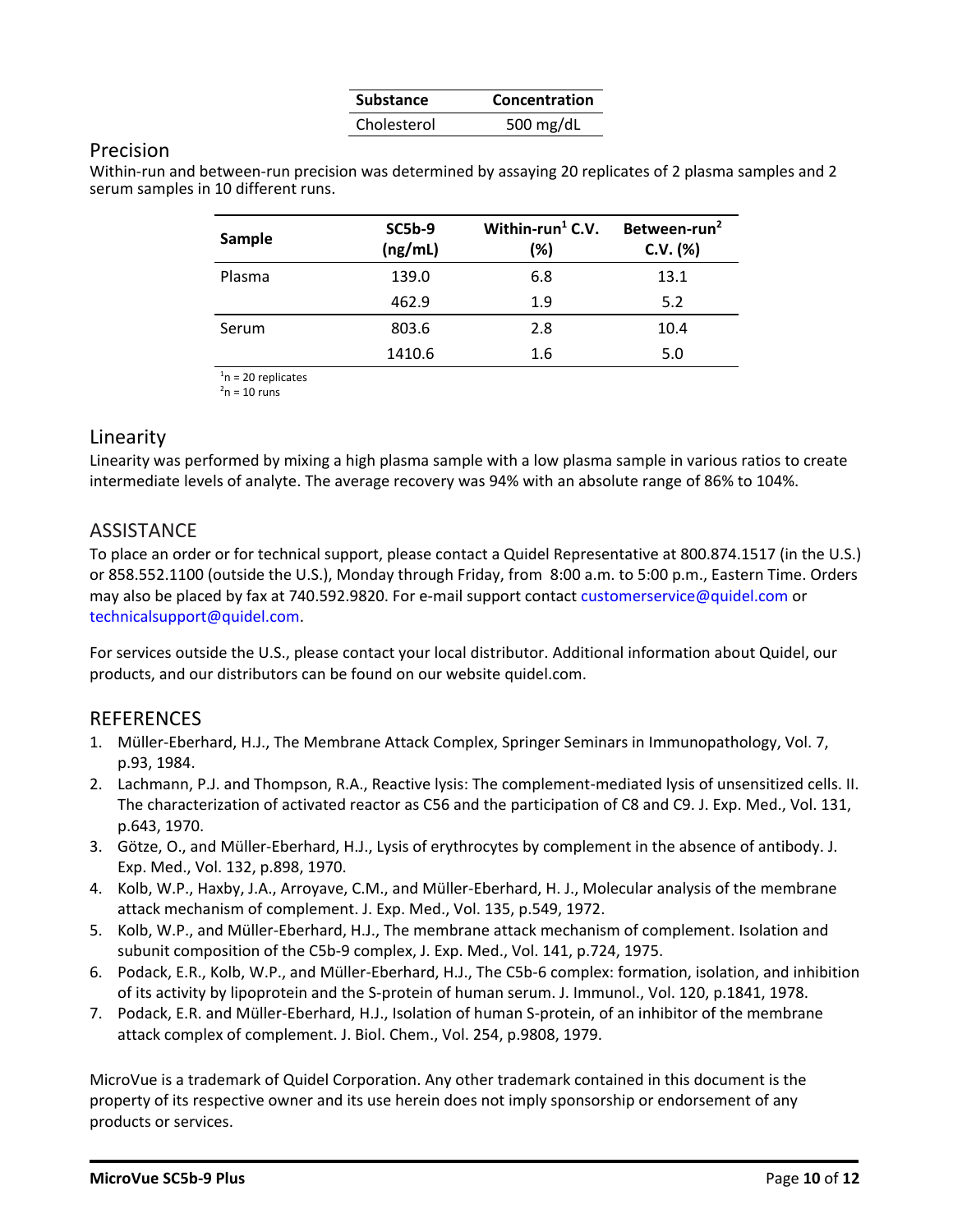| Substance | Concentration |
| --- | --- |
| Cholesterol | 500 mg/dL |

## Precision

Within-run and between-run precision was determined by assaying 20 replicates of 2 plasma samples and 2 serum samples in 10 different runs.

| Sample | SC5b-9 (ng/mL) | Within-run[1] C.V. (%) | Between-run[2] C.V. (%) |
| --- | --- | --- | --- |
| Plasma | 139.0 | 6.8 | 13.1 |
| | 462.9 | 1.9 | 5.2 |
| Serum | 803.6 | 2.8 | 10.4 |
| | 1410.6 | 1.6 | 5.0 |

[1]n = 20 replicates
[2]n = 10 runs

## Linearity

Linearity was performed by mixing a high plasma sample with a low plasma sample in various ratios to create intermediate levels of analyte. The average recovery was 94% with an absolute range of 86% to 104%.

## ASSISTANCE

To place an order or for technical support, please contact a Quidel Representative at 800.874.1517 (in the U.S.) or 858.552.1100 (outside the U.S.), Monday through Friday, from 8:00 a.m. to 5:00 p.m., Eastern Time. Orders may also be placed by fax at 740.592.9820. For e-mail support contact customerservice@quidel.com or technicalsupport@quidel.com.

For services outside the U.S., please contact your local distributor. Additional information about Quidel, our products, and our distributors can be found on our website quidel.com.

## REFERENCES

1. Müller-Eberhard, H.J., The Membrane Attack Complex, Springer Seminars in Immunopathology, Vol. 7, p.93, 1984.
2. Lachmann, P.J. and Thompson, R.A., Reactive lysis: The complement-mediated lysis of unsensitized cells. II. The characterization of activated reactor as C56 and the participation of C8 and C9. J. Exp. Med., Vol. 131, p.643, 1970.
3. Götze, O., and Müller-Eberhard, H.J., Lysis of erythrocytes by complement in the absence of antibody. J. Exp. Med., Vol. 132, p.898, 1970.
4. Kolb, W.P., Haxby, J.A., Arroyave, C.M., and Müller-Eberhard, H. J., Molecular analysis of the membrane attack mechanism of complement. J. Exp. Med., Vol. 135, p.549, 1972.
5. Kolb, W.P., and Müller-Eberhard, H.J., The membrane attack mechanism of complement. Isolation and subunit composition of the C5b-9 complex, J. Exp. Med., Vol. 141, p.724, 1975.
6. Podack, E.R., Kolb, W.P., and Müller-Eberhard, H.J., The C5b-6 complex: formation, isolation, and inhibition of its activity by lipoprotein and the S-protein of human serum. J. Immunol., Vol. 120, p.1841, 1978.
7. Podack, E.R. and Müller-Eberhard, H.J., Isolation of human S-protein, of an inhibitor of the membrane attack complex of complement. J. Biol. Chem., Vol. 254, p.9808, 1979.

MicroVue is a trademark of Quidel Corporation. Any other trademark contained in this document is the property of its respective owner and its use herein does not imply sponsorship or endorsement of any products or services.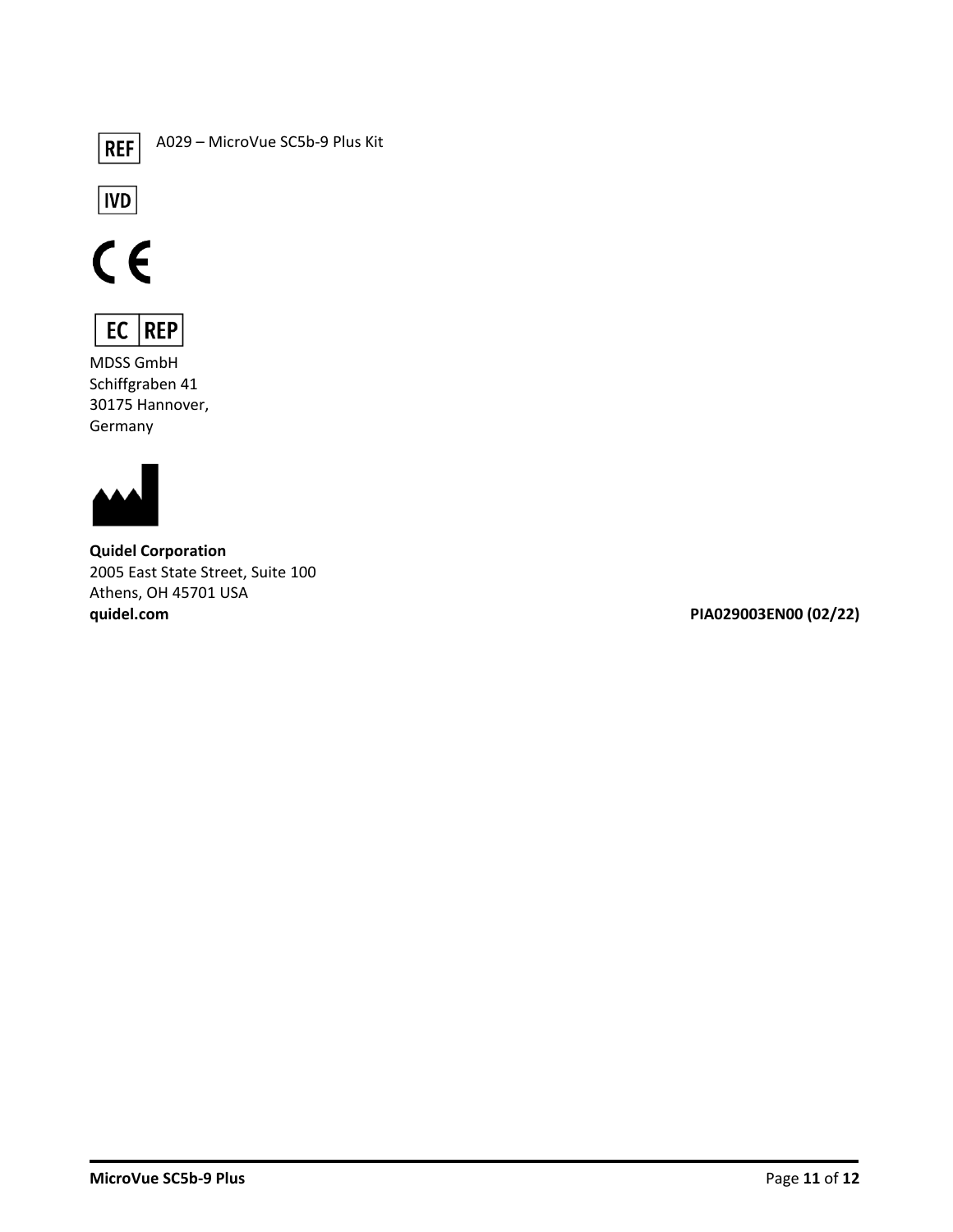REF A029 – MicroVue SC5b-9 Plus Kit

IVD

CE

EC REP

MDSS GmbH
Schiffgraben 41
30175 Hannover,
Germany

**Quidel Corporation**
2005 East State Street, Suite 100
Athens, OH 45701 USA
**quidel.com**

**PIA029003EN00 (02/22)**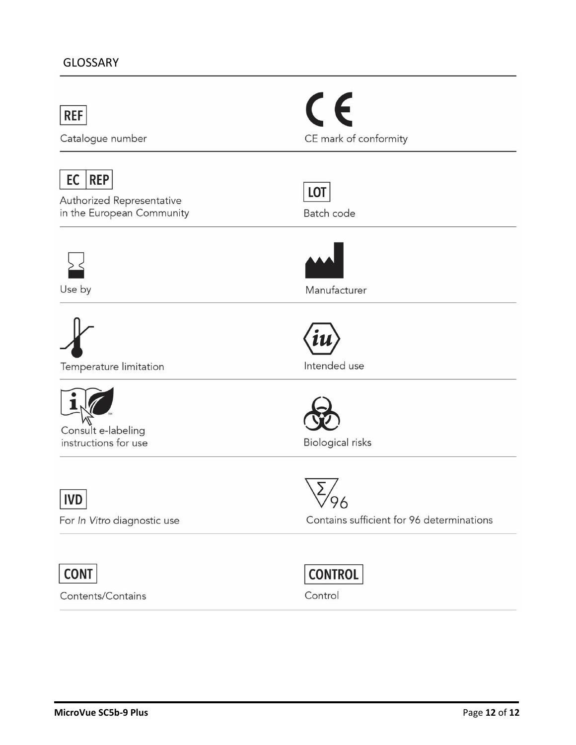## GLOSSARY

| | |
|---|---|
| REF<br>Catalogue number | CE<br>CE mark of conformity |
| EC REP<br>Authorized Representative in the European Community | LOT<br>Batch code |
| Use by | Manufacturer |
| Temperature limitation | iu<br>Intended use |
| Consult e-labeling instructions for use | Biological risks |
| IVD<br>For *In Vitro* diagnostic use | Σ 96<br>Contains sufficient for 96 determinations |
| CONT<br>Contents/Contains | CONTROL<br>Control |